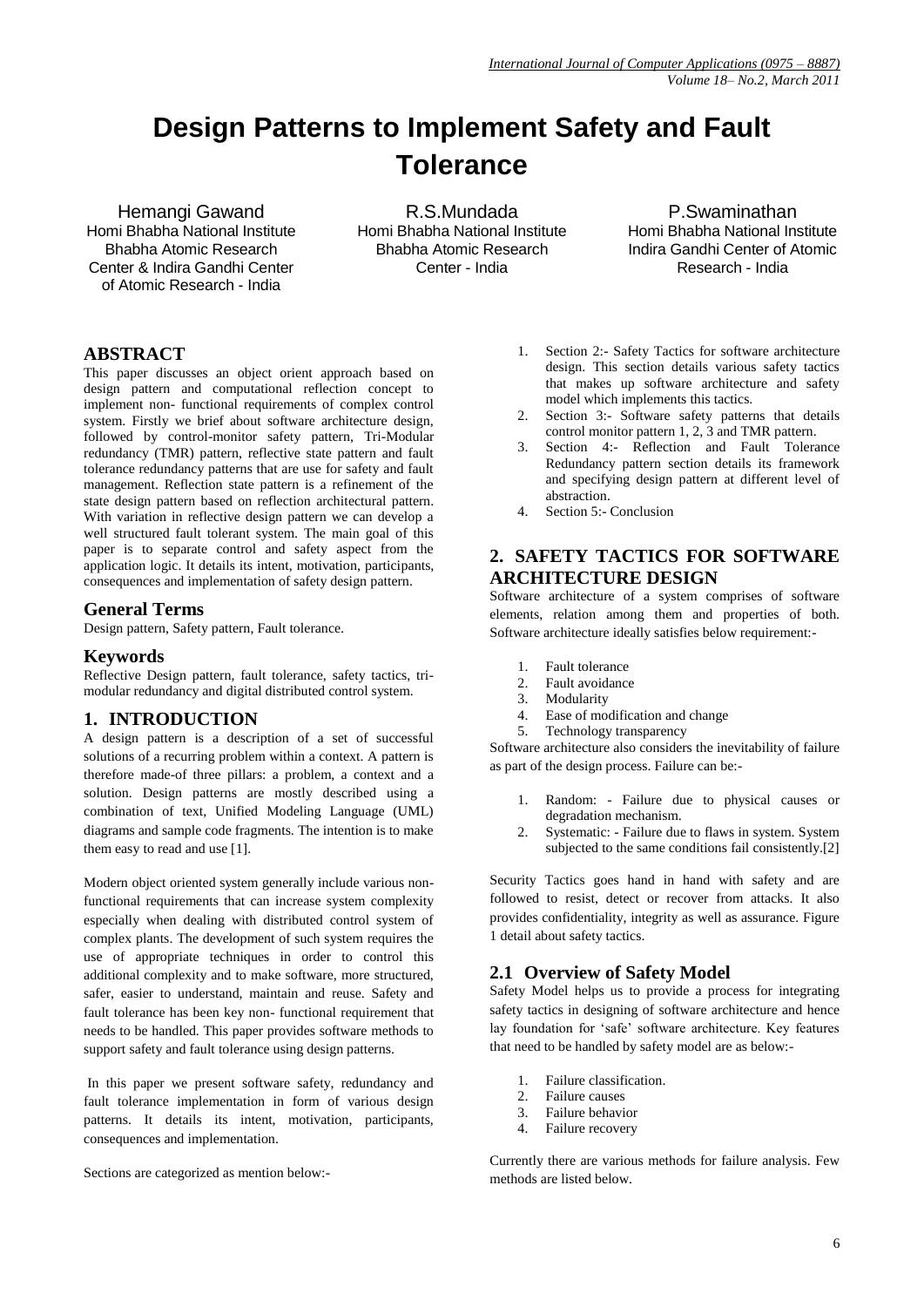# Design Patterns to Implement Safety and Fault Tolerance

Hemangi Gawand
Homi Bhabha National Institute
Bhabha Atomic Research Center & Indira Gandhi Center of Atomic Research - India

R.S.Mundada
Homi Bhabha National Institute
Bhabha Atomic Research Center - India

P.Swaminathan
Homi Bhabha National Institute
Indira Gandhi Center of Atomic Research - India

## ABSTRACT

This paper discusses an object orient approach based on design pattern and computational reflection concept to implement non- functional requirements of complex control system. Firstly we brief about software architecture design, followed by control-monitor safety pattern, Tri-Modular redundancy (TMR) pattern, reflective state pattern and fault tolerance redundancy patterns that are use for safety and fault management. Reflection state pattern is a refinement of the state design pattern based on reflection architectural pattern. With variation in reflective design pattern we can develop a well structured fault tolerant system. The main goal of this paper is to separate control and safety aspect from the application logic. It details its intent, motivation, participants, consequences and implementation of safety design pattern.

## General Terms

Design pattern, Safety pattern, Fault tolerance.

## Keywords

Reflective Design pattern, fault tolerance, safety tactics, tri-modular redundancy and digital distributed control system.

## 1. INTRODUCTION

A design pattern is a description of a set of successful solutions of a recurring problem within a context. A pattern is therefore made-of three pillars: a problem, a context and a solution. Design patterns are mostly described using a combination of text, Unified Modeling Language (UML) diagrams and sample code fragments. The intention is to make them easy to read and use [1].

Modern object oriented system generally include various non-functional requirements that can increase system complexity especially when dealing with distributed control system of complex plants. The development of such system requires the use of appropriate techniques in order to control this additional complexity and to make software, more structured, safer, easier to understand, maintain and reuse. Safety and fault tolerance has been key non- functional requirement that needs to be handled. This paper provides software methods to support safety and fault tolerance using design patterns.

In this paper we present software safety, redundancy and fault tolerance implementation in form of various design patterns. It details its intent, motivation, participants, consequences and implementation.

Sections are categorized as mention below:-

1. Section 2:- Safety Tactics for software architecture design. This section details various safety tactics that makes up software architecture and safety model which implements this tactics.
2. Section 3:- Software safety patterns that details control monitor pattern 1, 2, 3 and TMR pattern.
3. Section 4:- Reflection and Fault Tolerance Redundancy pattern section details its framework and specifying design pattern at different level of abstraction.
4. Section 5:- Conclusion

## 2. SAFETY TACTICS FOR SOFTWARE ARCHITECTURE DESIGN

Software architecture of a system comprises of software elements, relation among them and properties of both. Software architecture ideally satisfies below requirement:-

1. Fault tolerance
2. Fault avoidance
3. Modularity
4. Ease of modification and change
5. Technology transparency

Software architecture also considers the inevitability of failure as part of the design process. Failure can be:-

1. Random: - Failure due to physical causes or degradation mechanism.
2. Systematic: - Failure due to flaws in system. System subjected to the same conditions fail consistently.[2]

Security Tactics goes hand in hand with safety and are followed to resist, detect or recover from attacks. It also provides confidentiality, integrity as well as assurance. Figure 1 detail about safety tactics.

### 2.1 Overview of Safety Model

Safety Model helps us to provide a process for integrating safety tactics in designing of software architecture and hence lay foundation for 'safe' software architecture. Key features that need to be handled by safety model are as below:-

1. Failure classification.
2. Failure causes
3. Failure behavior
4. Failure recovery

Currently there are various methods for failure analysis. Few methods are listed below.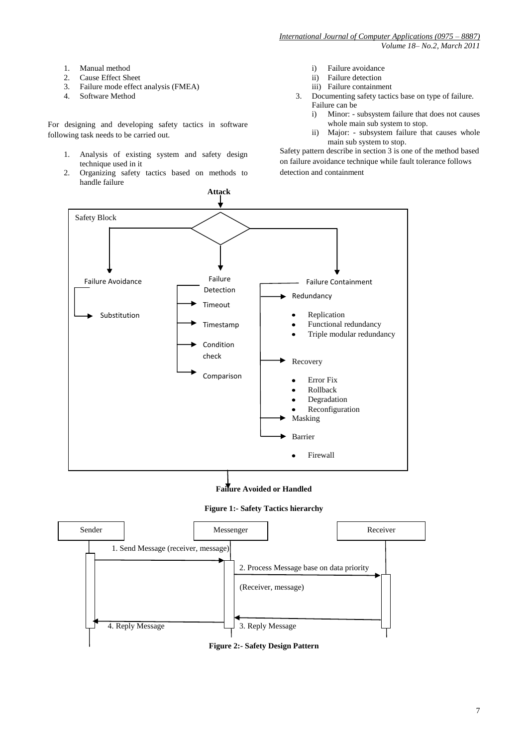1. Manual method
2. Cause Effect Sheet
3. Failure mode effect analysis (FMEA)
4. Software Method

For designing and developing safety tactics in software following task needs to be carried out.

1. Analysis of existing system and safety design technique used in it
2. Organizing safety tactics based on methods to handle failure
   i) Failure avoidance
   ii) Failure detection
   iii) Failure containment
3. Documenting safety tactics base on type of failure. Failure can be
   i) Minor: - subsystem failure that does not causes whole main sub system to stop.
   ii) Major: - subsystem failure that causes whole main sub system to stop.

Safety pattern describe in section 3 is one of the method based on failure avoidance technique while fault tolerance follows detection and containment

Attack

Safety Block

Failure Avoidance

Substitution

Failure Detection

Timeout

Timestamp

Condition check

Comparison

Failure Containment

Redundancy

- Replication
- Functional redundancy
- Triple modular redundancy

Recovery

- Error Fix
- Rollback
- Degradation
- Reconfiguration

Masking

Barrier

- Firewall

Failure Avoided or Handled

**Figure 1:- Safety Tactics hierarchy**

Sender

Messenger

Receiver

1. Send Message (receiver, message)

2. Process Message base on data priority

(Receiver, message)

3. Reply Message

4. Reply Message

**Figure 2:- Safety Design Pattern**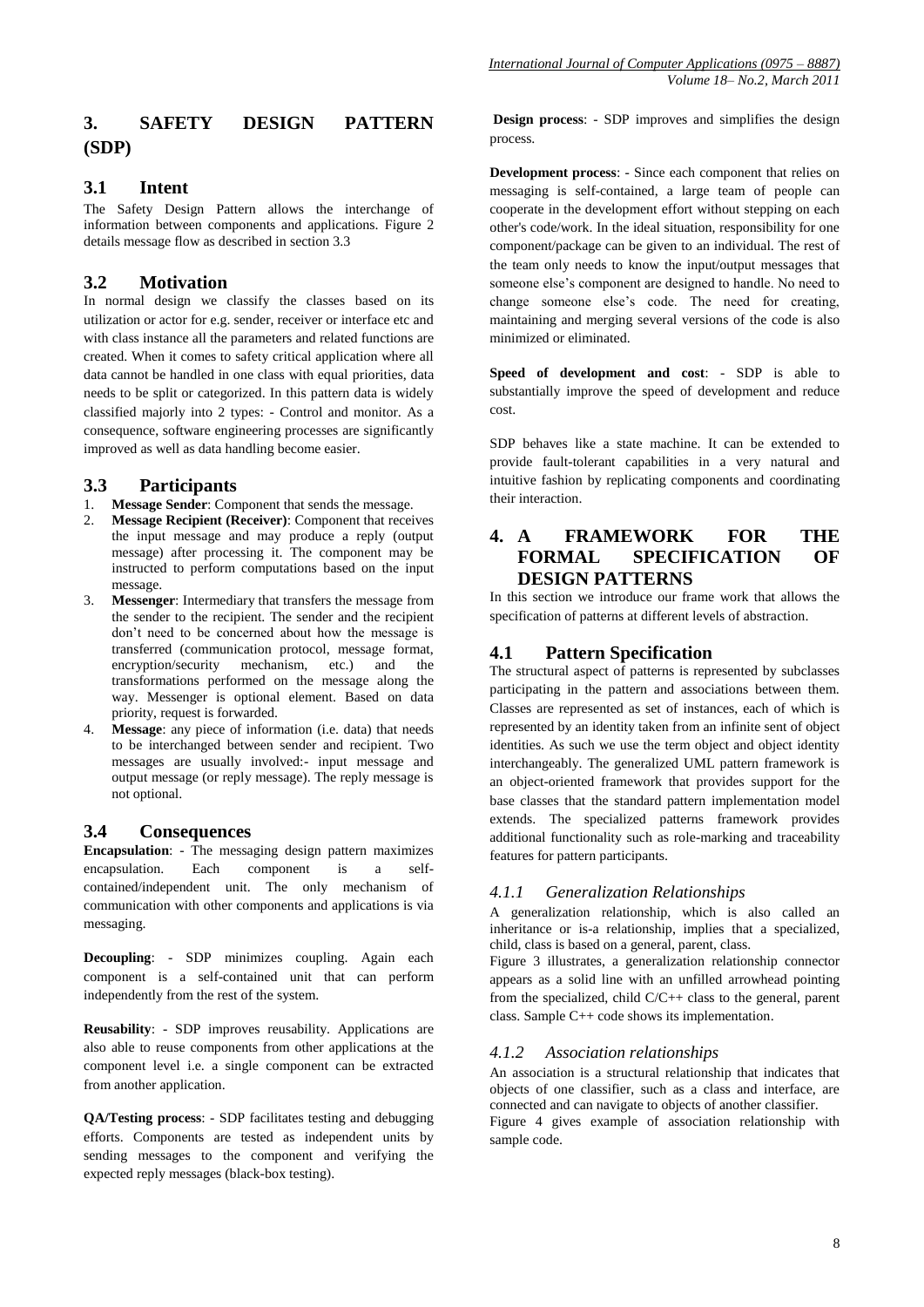## 3. SAFETY DESIGN PATTERN (SDP)

### 3.1 Intent

The Safety Design Pattern allows the interchange of information between components and applications. Figure 2 details message flow as described in section 3.3

### 3.2 Motivation

In normal design we classify the classes based on its utilization or actor for e.g. sender, receiver or interface etc and with class instance all the parameters and related functions are created. When it comes to safety critical application where all data cannot be handled in one class with equal priorities, data needs to be split or categorized. In this pattern data is widely classified majorly into 2 types: - Control and monitor. As a consequence, software engineering processes are significantly improved as well as data handling become easier.

### 3.3 Participants

1. **Message Sender**: Component that sends the message.
2. **Message Recipient (Receiver)**: Component that receives the input message and may produce a reply (output message) after processing it. The component may be instructed to perform computations based on the input message.
3. **Messenger**: Intermediary that transfers the message from the sender to the recipient. The sender and the recipient don't need to be concerned about how the message is transferred (communication protocol, message format, encryption/security mechanism, etc.) and the transformations performed on the message along the way. Messenger is optional element. Based on data priority, request is forwarded.
4. **Message**: any piece of information (i.e. data) that needs to be interchanged between sender and recipient. Two messages are usually involved:- input message and output message (or reply message). The reply message is not optional.

### 3.4 Consequences

**Encapsulation**: - The messaging design pattern maximizes encapsulation. Each component is a self-contained/independent unit. The only mechanism of communication with other components and applications is via messaging.

**Decoupling**: - SDP minimizes coupling. Again each component is a self-contained unit that can perform independently from the rest of the system.

**Reusability**: - SDP improves reusability. Applications are also able to reuse components from other applications at the component level i.e. a single component can be extracted from another application.

**QA/Testing process**: - SDP facilitates testing and debugging efforts. Components are tested as independent units by sending messages to the component and verifying the expected reply messages (black-box testing).

**Design process**: - SDP improves and simplifies the design process.

**Development process**: - Since each component that relies on messaging is self-contained, a large team of people can cooperate in the development effort without stepping on each other's code/work. In the ideal situation, responsibility for one component/package can be given to an individual. The rest of the team only needs to know the input/output messages that someone else's component are designed to handle. No need to change someone else's code. The need for creating, maintaining and merging several versions of the code is also minimized or eliminated.

**Speed of development and cost**: - SDP is able to substantially improve the speed of development and reduce cost.

SDP behaves like a state machine. It can be extended to provide fault-tolerant capabilities in a very natural and intuitive fashion by replicating components and coordinating their interaction.

## 4. A FRAMEWORK FOR THE FORMAL SPECIFICATION OF DESIGN PATTERNS

In this section we introduce our frame work that allows the specification of patterns at different levels of abstraction.

### 4.1 Pattern Specification

The structural aspect of patterns is represented by subclasses participating in the pattern and associations between them. Classes are represented as set of instances, each of which is represented by an identity taken from an infinite sent of object identities. As such we use the term object and object identity interchangeably. The generalized UML pattern framework is an object-oriented framework that provides support for the base classes that the standard pattern implementation model extends. The specialized patterns framework provides additional functionality such as role-marking and traceability features for pattern participants.

#### *4.1.1 Generalization Relationships*

A generalization relationship, which is also called an inheritance or is-a relationship, implies that a specialized, child, class is based on a general, parent, class.

Figure 3 illustrates, a generalization relationship connector appears as a solid line with an unfilled arrowhead pointing from the specialized, child C/C++ class to the general, parent class. Sample C++ code shows its implementation.

#### *4.1.2 Association relationships*

An association is a structural relationship that indicates that objects of one classifier, such as a class and interface, are connected and can navigate to objects of another classifier.

Figure 4 gives example of association relationship with sample code.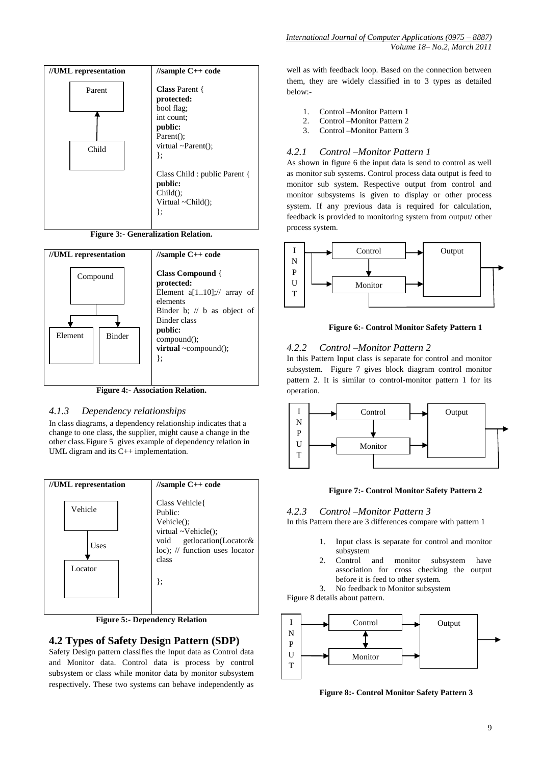| //UML representation | //sample C++ code |
|---|---|
| Parent ← Child | **Class** Parent { **protected:** bool flag; int count; **public:** Parent(); virtual ~Parent(); }; Class Child : public Parent { **public:** Child(); Virtual ~Child(); }; |

**Figure 3:- Generalization Relation.**

| //UML representation | //sample C++ code |
|---|---|
| Compound → Element, Binder | **Class Compound** { **protected:** Element a[1..10];// array of elements Binder b; // b as object of Binder class **public:** compound(); **virtual** ~compound(); }; |

**Figure 4:- Association Relation.**

### 4.1.3 *Dependency relationships*

In class diagrams, a dependency relationship indicates that a change to one class, the supplier, might cause a change in the other class.Figure 5 gives example of dependency relation in UML digram and its C++ implementation.

| //UML representation | //sample C++ code |
|---|---|
| Vehicle — Uses — Locator | Class Vehicle{ Public: Vehicle(); virtual ~Vehicle(); void getlocation(Locator& loc); // function uses locator class }; |

**Figure 5:- Dependency Relation**

## 4.2 Types of Safety Design Pattern (SDP)

Safety Design pattern classifies the Input data as Control data and Monitor data. Control data is process by control subsystem or class while monitor data by monitor subsystem respectively. These two systems can behave independently as well as with feedback loop. Based on the connection between them, they are widely classified in to 3 types as detailed below:-

1. Control –Monitor Pattern 1
2. Control –Monitor Pattern 2
3. Control –Monitor Pattern 3

### 4.2.1 *Control –Monitor Pattern 1*

As shown in figure 6 the input data is send to control as well as monitor sub systems. Control process data output is feed to monitor sub system. Respective output from control and monitor subsystems is given to display or other process system. If any previous data is required for calculation, feedback is provided to monitoring system from output/ other process system.

INPUT
Control
Monitor
Output

**Figure 6:- Control Monitor Safety Pattern 1**

### 4.2.2 *Control –Monitor Pattern 2*

In this Pattern Input class is separate for control and monitor subsystem. Figure 7 gives block diagram control monitor pattern 2. It is similar to control-monitor pattern 1 for its operation.

INPUT
Control
Monitor
Output

**Figure 7:- Control Monitor Safety Pattern 2**

### 4.2.3 *Control –Monitor Pattern 3*

In this Pattern there are 3 differences compare with pattern 1

1. Input class is separate for control and monitor subsystem
2. Control and monitor subsystem have association for cross checking the output before it is feed to other system.
3. No feedback to Monitor subsystem

Figure 8 details about pattern.

INPUT
Control
Monitor
Output

**Figure 8:- Control Monitor Safety Pattern 3**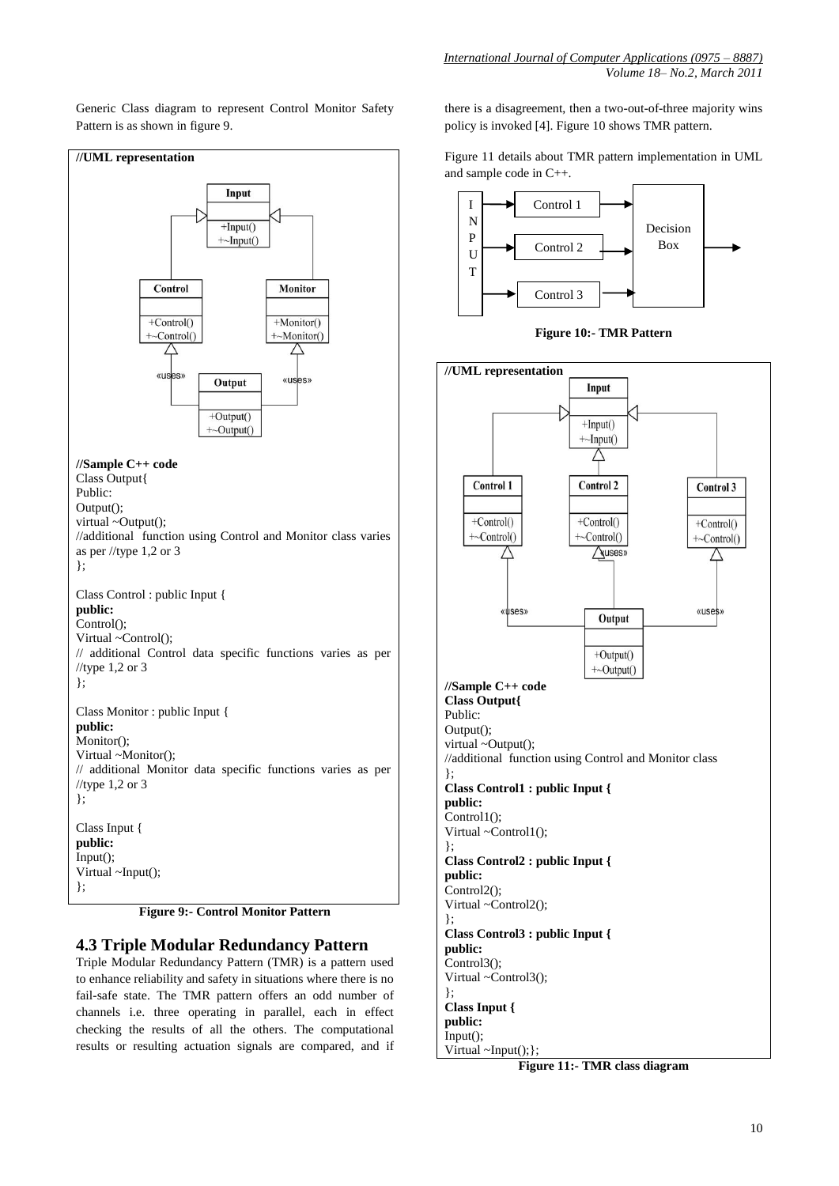Generic Class diagram to represent Control Monitor Safety Pattern is as shown in figure 9.

**//UML representation**

Input
+Input()
+~Input()

Control
+Control()
+~Control()

Monitor
+Monitor()
+~Monitor()

«uses»

Output
+Output()
+~Output()

«uses»

**//Sample C++ code**

```
Class Output{
Public:
Output();
virtual ~Output();
//additional  function using Control and Monitor class varies as per //type 1,2 or 3
};

Class Control : public Input {
public:
Control();
Virtual ~Control();
// additional Control data specific functions varies as per //type 1,2 or 3
};

Class Monitor : public Input {
public:
Monitor();
Virtual ~Monitor();
// additional Monitor data specific functions varies as per //type 1,2 or 3
};

Class Input {
public:
Input();
Virtual ~Input();
};
```

**Figure 9:- Control Monitor Pattern**

## 4.3 Triple Modular Redundancy Pattern

Triple Modular Redundancy Pattern (TMR) is a pattern used to enhance reliability and safety in situations where there is no fail-safe state. The TMR pattern offers an odd number of channels i.e. three operating in parallel, each in effect checking the results of all the others. The computational results or resulting actuation signals are compared, and if there is a disagreement, then a two-out-of-three majority wins policy is invoked [4]. Figure 10 shows TMR pattern.

Figure 11 details about TMR pattern implementation in UML and sample code in C++.

INPUT

Control 1

Control 2

Control 3

Decision Box

**Figure 10:- TMR Pattern**

**//UML representation**

Input
+Input()
+~Input()

Control 1
+Control()
+~Control()

Control 2
+Control()
+~Control()

Control 3
+Control()
+~Control()

«uses»

«uses»

«uses»

Output
+Output()
+~Output()

**//Sample C++ code**

```
Class Output{
Public:
Output();
virtual ~Output();
//additional  function using Control and Monitor class
};
Class Control1 : public Input {
public:
Control1();
Virtual ~Control1();
};
Class Control2 : public Input {
public:
Control2();
Virtual ~Control2();
};
Class Control3 : public Input {
public:
Control3();
Virtual ~Control3();
};
Class Input {
public:
Input();
Virtual ~Input();};
```

**Figure 11:- TMR class diagram**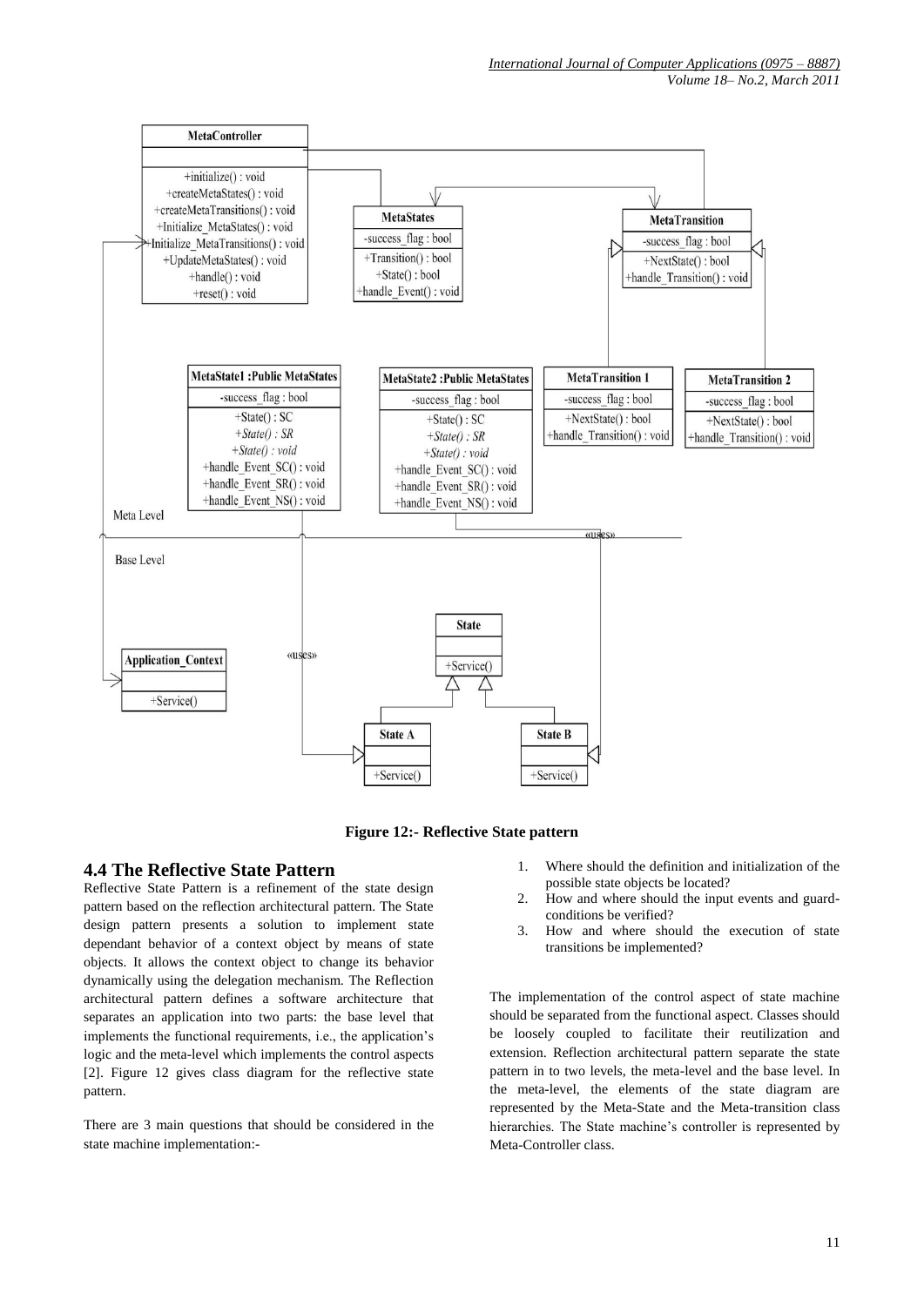Figure 12:- Reflective State pattern

### 4.4 The Reflective State Pattern

Reflective State Pattern is a refinement of the state design pattern based on the reflection architectural pattern. The State design pattern presents a solution to implement state dependant behavior of a context object by means of state objects. It allows the context object to change its behavior dynamically using the delegation mechanism. The Reflection architectural pattern defines a software architecture that separates an application into two parts: the base level that implements the functional requirements, i.e., the application's logic and the meta-level which implements the control aspects [2]. Figure 12 gives class diagram for the reflective state pattern.

There are 3 main questions that should be considered in the state machine implementation:-

1. Where should the definition and initialization of the possible state objects be located?
2. How and where should the input events and guard-conditions be verified?
3. How and where should the execution of state transitions be implemented?

The implementation of the control aspect of state machine should be separated from the functional aspect. Classes should be loosely coupled to facilitate their reutilization and extension. Reflection architectural pattern separate the state pattern in to two levels, the meta-level and the base level. In the meta-level, the elements of the state diagram are represented by the Meta-State and the Meta-transition class hierarchies. The State machine's controller is represented by Meta-Controller class.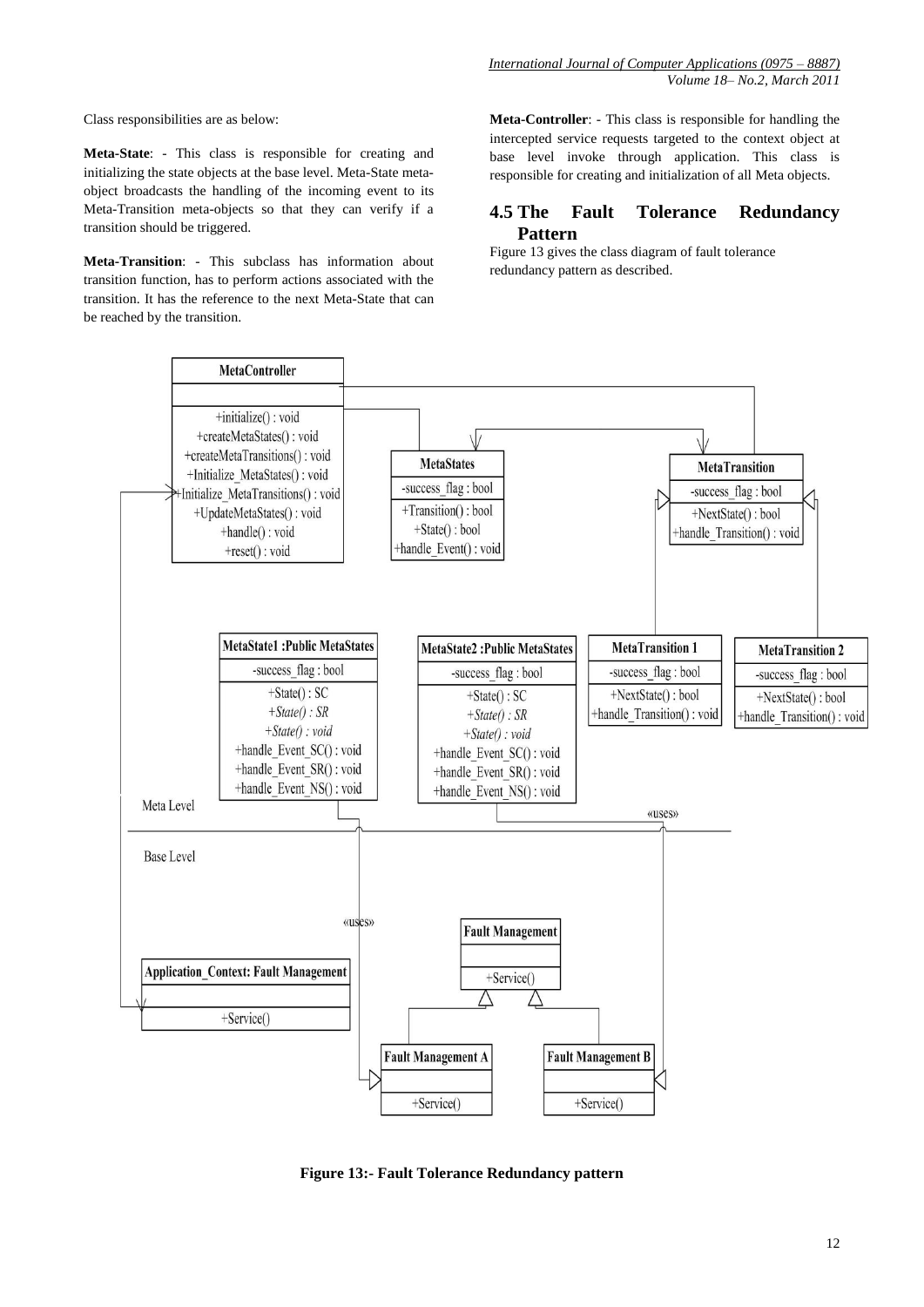Class responsibilities are as below:

**Meta-State**: - This class is responsible for creating and initializing the state objects at the base level. Meta-State meta-object broadcasts the handling of the incoming event to its Meta-Transition meta-objects so that they can verify if a transition should be triggered.

**Meta-Transition**: - This subclass has information about transition function, has to perform actions associated with the transition. It has the reference to the next Meta-State that can be reached by the transition.

**Meta-Controller**: - This class is responsible for handling the intercepted service requests targeted to the context object at base level invoke through application. This class is responsible for creating and initialization of all Meta objects.

## 4.5 The Fault Tolerance Redundancy Pattern

Figure 13 gives the class diagram of fault tolerance redundancy pattern as described.

MetaController
+initialize() : void
+createMetaStates() : void
+createMetaTransitions() : void
+Initialize_MetaStates() : void
+Initialize_MetaTransitions() : void
+UpdateMetaStates() : void
+handle() : void
+reset() : void

MetaStates
-success_flag : bool
+Transition() : bool
+State() : bool
+handle_Event() : void

MetaTransition
-success_flag : bool
+NextState() : bool
+handle_Transition() : void

MetaState1 :Public MetaStates
-success_flag : bool
+State() : SC
+State() : SR
+State() : void
+handle_Event_SC() : void
+handle_Event_SR() : void
+handle_Event_NS() : void

MetaState2 :Public MetaStates
-success_flag : bool
+State() : SC
+State() : SR
+State() : void
+handle_Event_SC() : void
+handle_Event_SR() : void
+handle_Event_NS() : void

MetaTransition 1
-success_flag : bool
+NextState() : bool
+handle_Transition() : void

MetaTransition 2
-success_flag : bool
+NextState() : bool
+handle_Transition() : void

Meta Level

Base Level

«uses»

«uses»

Fault Management
+Service()

Application_Context: Fault Management
+Service()

Fault Management A
+Service()

Fault Management B
+Service()

**Figure 13:- Fault Tolerance Redundancy pattern**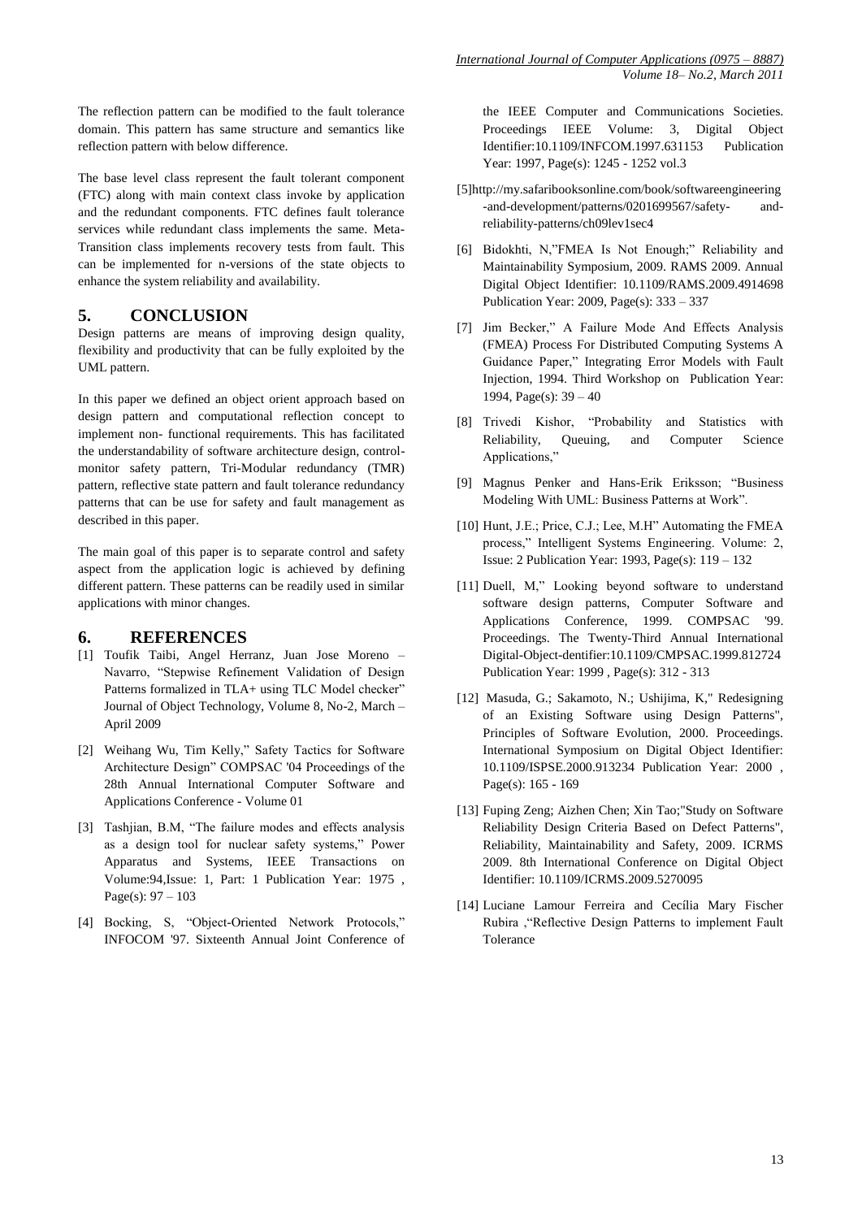The reflection pattern can be modified to the fault tolerance domain. This pattern has same structure and semantics like reflection pattern with below difference.

The base level class represent the fault tolerant component (FTC) along with main context class invoke by application and the redundant components. FTC defines fault tolerance services while redundant class implements the same. Meta-Transition class implements recovery tests from fault. This can be implemented for n-versions of the state objects to enhance the system reliability and availability.

## 5. CONCLUSION

Design patterns are means of improving design quality, flexibility and productivity that can be fully exploited by the UML pattern.

In this paper we defined an object orient approach based on design pattern and computational reflection concept to implement non- functional requirements. This has facilitated the understandability of software architecture design, control-monitor safety pattern, Tri-Modular redundancy (TMR) pattern, reflective state pattern and fault tolerance redundancy patterns that can be use for safety and fault management as described in this paper.

The main goal of this paper is to separate control and safety aspect from the application logic is achieved by defining different pattern. These patterns can be readily used in similar applications with minor changes.

## 6. REFERENCES

[1] Toufik Taibi, Angel Herranz, Juan Jose Moreno – Navarro, "Stepwise Refinement Validation of Design Patterns formalized in TLA+ using TLC Model checker" Journal of Object Technology, Volume 8, No-2, March – April 2009

[2] Weihang Wu, Tim Kelly," Safety Tactics for Software Architecture Design" COMPSAC '04 Proceedings of the 28th Annual International Computer Software and Applications Conference - Volume 01

[3] Tashjian, B.M, "The failure modes and effects analysis as a design tool for nuclear safety systems," Power Apparatus and Systems, IEEE Transactions on Volume:94,Issue: 1, Part: 1 Publication Year: 1975 , Page(s): 97 – 103

[4] Bocking, S, "Object-Oriented Network Protocols," INFOCOM '97. Sixteenth Annual Joint Conference of the IEEE Computer and Communications Societies. Proceedings IEEE Volume: 3, Digital Object Identifier:10.1109/INFCOM.1997.631153 Publication Year: 1997, Page(s): 1245 - 1252 vol.3

[5]http://my.safaribooksonline.com/book/softwareengineering-and-development/patterns/0201699567/safety- and-reliability-patterns/ch09lev1sec4

[6] Bidokhti, N,"FMEA Is Not Enough;" Reliability and Maintainability Symposium, 2009. RAMS 2009. Annual Digital Object Identifier: 10.1109/RAMS.2009.4914698 Publication Year: 2009, Page(s): 333 – 337

[7] Jim Becker," A Failure Mode And Effects Analysis (FMEA) Process For Distributed Computing Systems A Guidance Paper," Integrating Error Models with Fault Injection, 1994. Third Workshop on Publication Year: 1994, Page(s): 39 – 40

[8] Trivedi Kishor, "Probability and Statistics with Reliability, Queuing, and Computer Science Applications,"

[9] Magnus Penker and Hans-Erik Eriksson; "Business Modeling With UML: Business Patterns at Work".

[10] Hunt, J.E.; Price, C.J.; Lee, M.H" Automating the FMEA process," Intelligent Systems Engineering. Volume: 2, Issue: 2 Publication Year: 1993, Page(s): 119 – 132

[11] Duell, M," Looking beyond software to understand software design patterns, Computer Software and Applications Conference, 1999. COMPSAC '99. Proceedings. The Twenty-Third Annual International Digital-Object-dentifier:10.1109/CMPSAC.1999.812724 Publication Year: 1999 , Page(s): 312 - 313

[12] Masuda, G.; Sakamoto, N.; Ushijima, K," Redesigning of an Existing Software using Design Patterns", Principles of Software Evolution, 2000. Proceedings. International Symposium on Digital Object Identifier: 10.1109/ISPSE.2000.913234 Publication Year: 2000 , Page(s): 165 - 169

[13] Fuping Zeng; Aizhen Chen; Xin Tao;"Study on Software Reliability Design Criteria Based on Defect Patterns", Reliability, Maintainability and Safety, 2009. ICRMS 2009. 8th International Conference on Digital Object Identifier: 10.1109/ICRMS.2009.5270095

[14] Luciane Lamour Ferreira and Cecília Mary Fischer Rubira ,"Reflective Design Patterns to implement Fault Tolerance